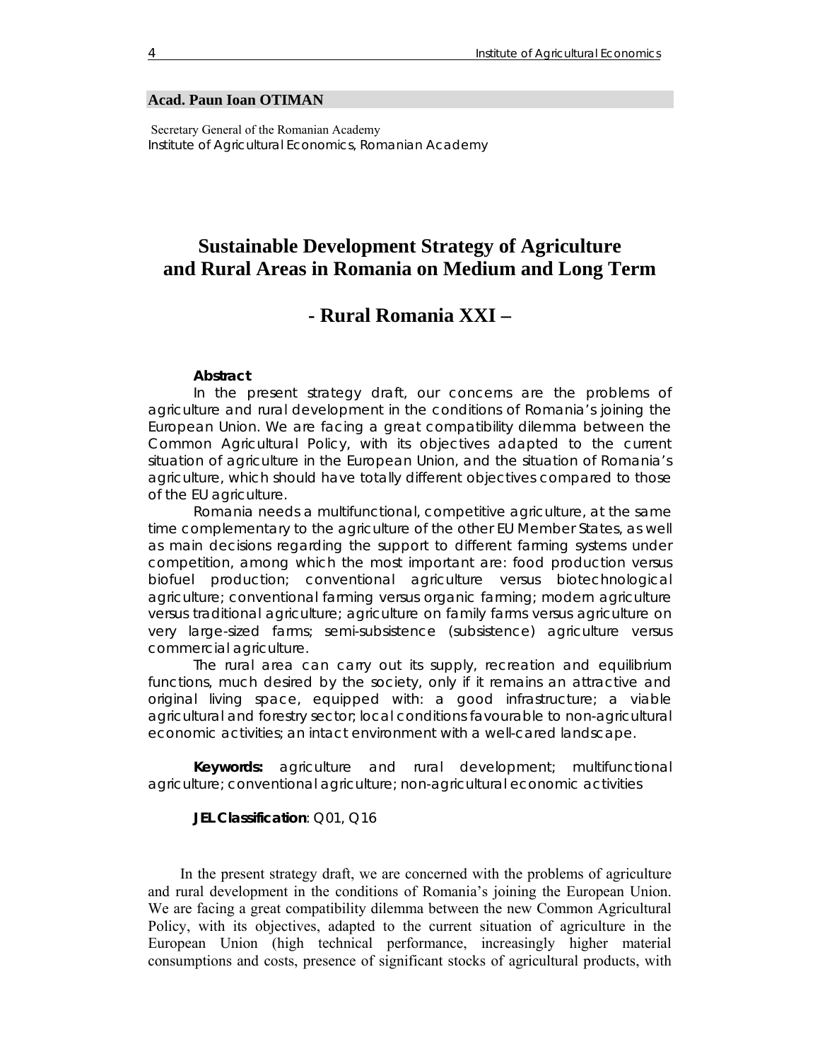**Acad. Paun Ioan OTIMAN**

Secretary General of the Romanian Academy
Institute of Agricultural Economics, Romanian Academy

# Sustainable Development Strategy of Agriculture and Rural Areas in Romania on Medium and Long Term

## - Rural Romania XXI –

**Abstract**

In the present strategy draft, our concerns are the problems of agriculture and rural development in the conditions of Romania's joining the European Union. We are facing a great compatibility dilemma between the Common Agricultural Policy, with its objectives adapted to the current situation of agriculture in the European Union, and the situation of Romania's agriculture, which should have totally different objectives compared to those of the EU agriculture.

Romania needs a multifunctional, competitive agriculture, at the same time complementary to the agriculture of the other EU Member States, as well as main decisions regarding the support to different farming systems under competition, among which the most important are: food production versus biofuel production; conventional agriculture versus biotechnological agriculture; conventional farming versus organic farming; modern agriculture versus traditional agriculture; agriculture on family farms versus agriculture on very large-sized farms; semi-subsistence (subsistence) agriculture versus commercial agriculture.

The rural area can carry out its supply, recreation and equilibrium functions, much desired by the society, only if it remains an attractive and original living space, equipped with: a good infrastructure; a viable agricultural and forestry sector; local conditions favourable to non-agricultural economic activities; an intact environment with a well-cared landscape.

**Keywords:** agriculture and rural development; multifunctional agriculture; conventional agriculture; non-agricultural economic activities

**JEL Classification**: Q01, Q16

In the present strategy draft, we are concerned with the problems of agriculture and rural development in the conditions of Romania's joining the European Union. We are facing a great compatibility dilemma between the new Common Agricultural Policy, with its objectives, adapted to the current situation of agriculture in the European Union (high technical performance, increasingly higher material consumptions and costs, presence of significant stocks of agricultural products, with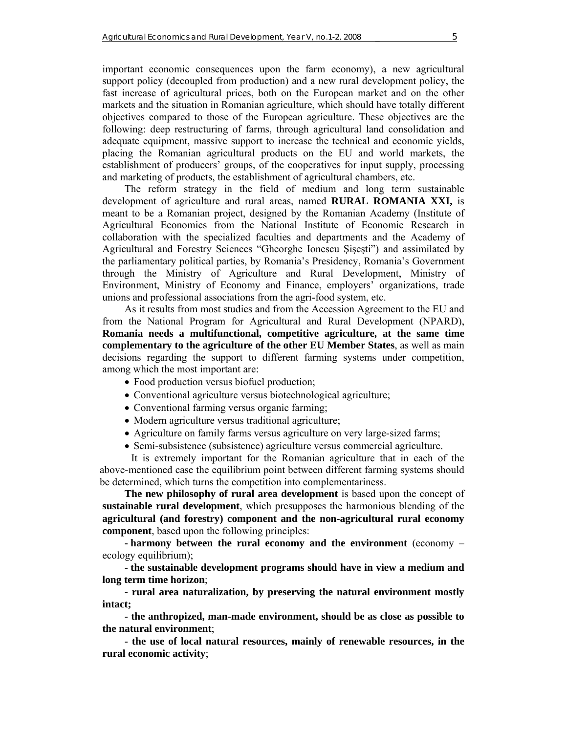important economic consequences upon the farm economy), a new agricultural support policy (decoupled from production) and a new rural development policy, the fast increase of agricultural prices, both on the European market and on the other markets and the situation in Romanian agriculture, which should have totally different objectives compared to those of the European agriculture. These objectives are the following: deep restructuring of farms, through agricultural land consolidation and adequate equipment, massive support to increase the technical and economic yields, placing the Romanian agricultural products on the EU and world markets, the establishment of producers' groups, of the cooperatives for input supply, processing and marketing of products, the establishment of agricultural chambers, etc.

The reform strategy in the field of medium and long term sustainable development of agriculture and rural areas, named **RURAL ROMANIA XXI,** is meant to be a Romanian project, designed by the Romanian Academy (Institute of Agricultural Economics from the National Institute of Economic Research in collaboration with the specialized faculties and departments and the Academy of Agricultural and Forestry Sciences "Gheorghe Ionescu Şişeşti") and assimilated by the parliamentary political parties, by Romania's Presidency, Romania's Government through the Ministry of Agriculture and Rural Development, Ministry of Environment, Ministry of Economy and Finance, employers' organizations, trade unions and professional associations from the agri-food system, etc.

As it results from most studies and from the Accession Agreement to the EU and from the National Program for Agricultural and Rural Development (NPARD), **Romania needs a multifunctional, competitive agriculture, at the same time complementary to the agriculture of the other EU Member States**, as well as main decisions regarding the support to different farming systems under competition, among which the most important are:

- Food production versus biofuel production;
- Conventional agriculture versus biotechnological agriculture;
- Conventional farming versus organic farming;
- Modern agriculture versus traditional agriculture;
- Agriculture on family farms versus agriculture on very large-sized farms;
- Semi-subsistence (subsistence) agriculture versus commercial agriculture.

It is extremely important for the Romanian agriculture that in each of the above-mentioned case the equilibrium point between different farming systems should be determined, which turns the competition into complementariness.

**The new philosophy of rural area development** is based upon the concept of **sustainable rural development**, which presupposes the harmonious blending of the **agricultural (and forestry) component and the non-agricultural rural economy component**, based upon the following principles:

- **harmony between the rural economy and the environment** (economy – ecology equilibrium);

- **the sustainable development programs should have in view a medium and long term time horizon**;

- **rural area naturalization, by preserving the natural environment mostly intact;**

- **the anthropized, man-made environment, should be as close as possible to the natural environment**;

- **the use of local natural resources, mainly of renewable resources, in the rural economic activity**;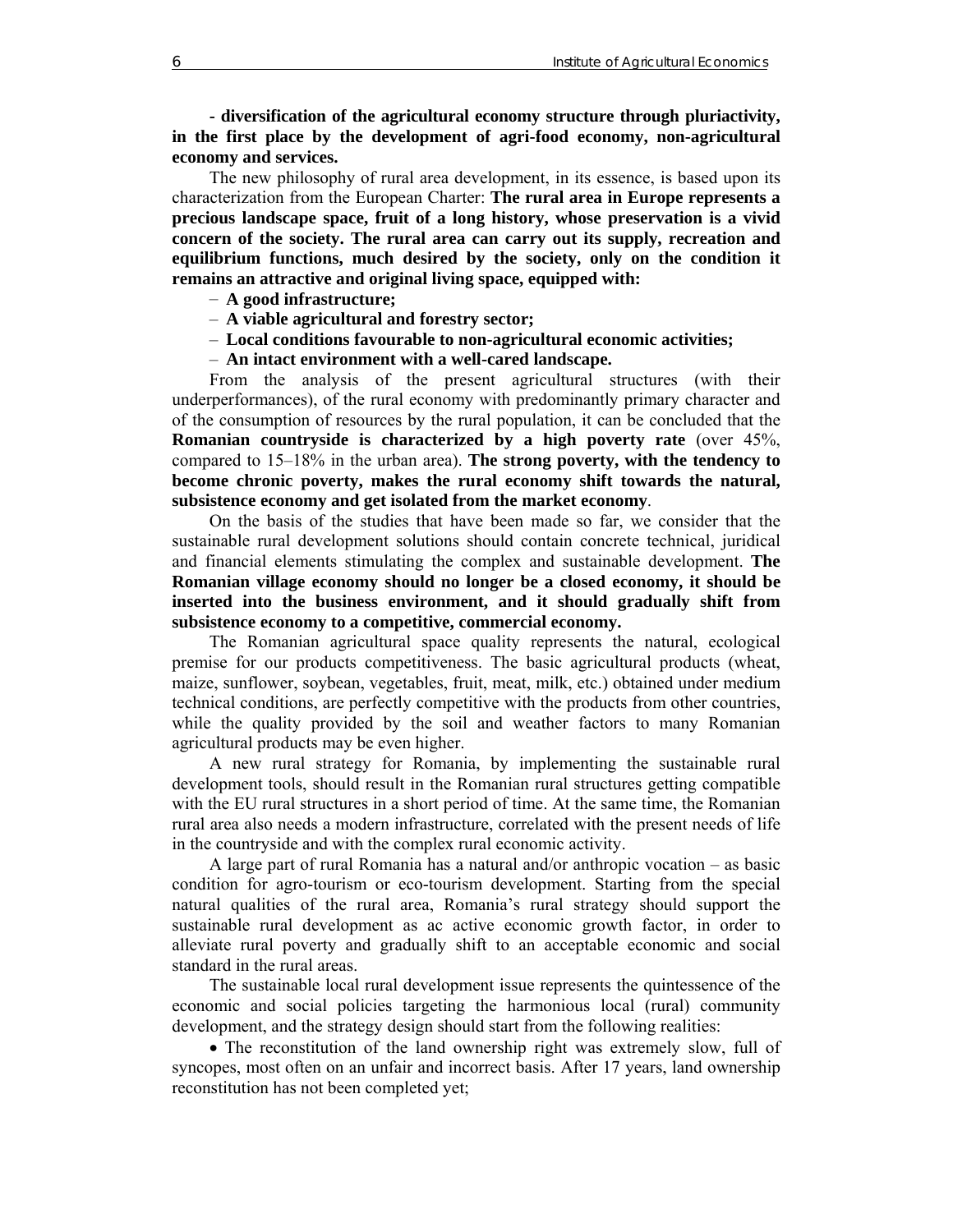**- diversification of the agricultural economy structure through pluriactivity, in the first place by the development of agri-food economy, non-agricultural economy and services.**

The new philosophy of rural area development, in its essence, is based upon its characterization from the European Charter: **The rural area in Europe represents a precious landscape space, fruit of a long history, whose preservation is a vivid concern of the society. The rural area can carry out its supply, recreation and equilibrium functions, much desired by the society, only on the condition it remains an attractive and original living space, equipped with:**

- **A good infrastructure;**
- **A viable agricultural and forestry sector;**
- **Local conditions favourable to non-agricultural economic activities;**
- **An intact environment with a well-cared landscape.**

From the analysis of the present agricultural structures (with their underperformances), of the rural economy with predominantly primary character and of the consumption of resources by the rural population, it can be concluded that the **Romanian countryside is characterized by a high poverty rate** (over 45%, compared to 15–18% in the urban area). **The strong poverty, with the tendency to become chronic poverty, makes the rural economy shift towards the natural, subsistence economy and get isolated from the market economy**.

On the basis of the studies that have been made so far, we consider that the sustainable rural development solutions should contain concrete technical, juridical and financial elements stimulating the complex and sustainable development. **The Romanian village economy should no longer be a closed economy, it should be inserted into the business environment, and it should gradually shift from subsistence economy to a competitive, commercial economy.**

The Romanian agricultural space quality represents the natural, ecological premise for our products competitiveness. The basic agricultural products (wheat, maize, sunflower, soybean, vegetables, fruit, meat, milk, etc.) obtained under medium technical conditions, are perfectly competitive with the products from other countries, while the quality provided by the soil and weather factors to many Romanian agricultural products may be even higher.

A new rural strategy for Romania, by implementing the sustainable rural development tools, should result in the Romanian rural structures getting compatible with the EU rural structures in a short period of time. At the same time, the Romanian rural area also needs a modern infrastructure, correlated with the present needs of life in the countryside and with the complex rural economic activity.

A large part of rural Romania has a natural and/or anthropic vocation – as basic condition for agro-tourism or eco-tourism development. Starting from the special natural qualities of the rural area, Romania's rural strategy should support the sustainable rural development as ac active economic growth factor, in order to alleviate rural poverty and gradually shift to an acceptable economic and social standard in the rural areas.

The sustainable local rural development issue represents the quintessence of the economic and social policies targeting the harmonious local (rural) community development, and the strategy design should start from the following realities:

- The reconstitution of the land ownership right was extremely slow, full of syncopes, most often on an unfair and incorrect basis. After 17 years, land ownership reconstitution has not been completed yet;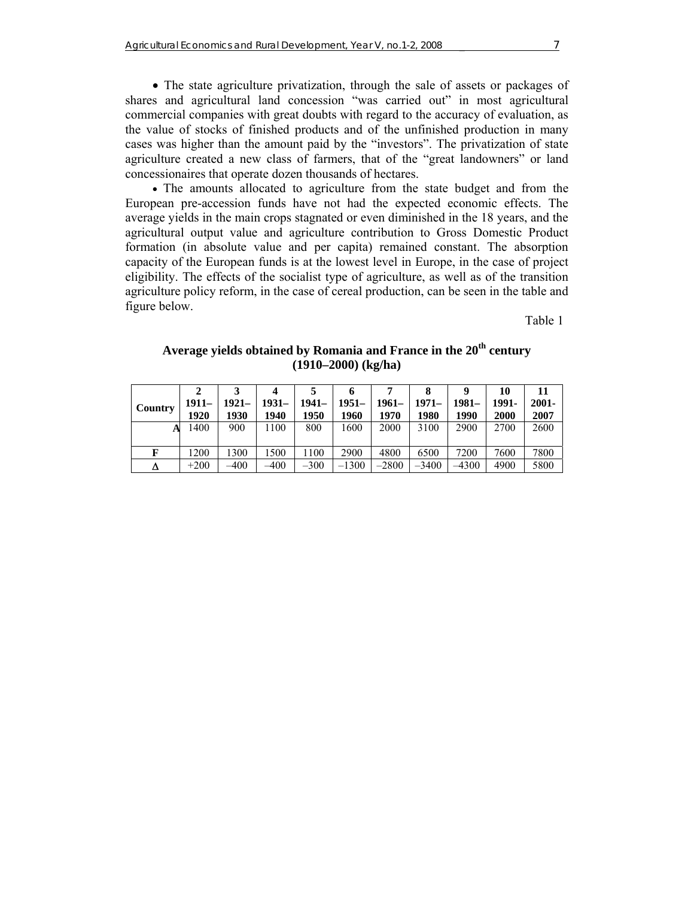- The state agriculture privatization, through the sale of assets or packages of shares and agricultural land concession "was carried out" in most agricultural commercial companies with great doubts with regard to the accuracy of evaluation, as the value of stocks of finished products and of the unfinished production in many cases was higher than the amount paid by the "investors". The privatization of state agriculture created a new class of farmers, that of the "great landowners" or land concessionaires that operate dozen thousands of hectares.
- The amounts allocated to agriculture from the state budget and from the European pre-accession funds have not had the expected economic effects. The average yields in the main crops stagnated or even diminished in the 18 years, and the agricultural output value and agriculture contribution to Gross Domestic Product formation (in absolute value and per capita) remained constant. The absorption capacity of the European funds is at the lowest level in Europe, in the case of project eligibility. The effects of the socialist type of agriculture, as well as of the transition agriculture policy reform, in the case of cereal production, can be seen in the table and figure below.

Table 1

**Average yields obtained by Romania and France in the 20th century (1910–2000) (kg/ha)**

| Country | 2<br>1911–1920 | 3<br>1921–1930 | 4<br>1931–1940 | 5<br>1941–1950 | 6<br>1951–1960 | 7<br>1961–1970 | 8<br>1971–1980 | 9<br>1981–1990 | 10<br>1991-2000 | 11<br>2001-2007 |
|---|---|---|---|---|---|---|---|---|---|---|
| **A** | 1400 | 900 | 1100 | 800 | 1600 | 2000 | 3100 | 2900 | 2700 | 2600 |
| **F** | 1200 | 1300 | 1500 | 1100 | 2900 | 4800 | 6500 | 7200 | 7600 | 7800 |
| **Δ** | +200 | –400 | –400 | –300 | –1300 | –2800 | –3400 | –4300 | 4900 | 5800 |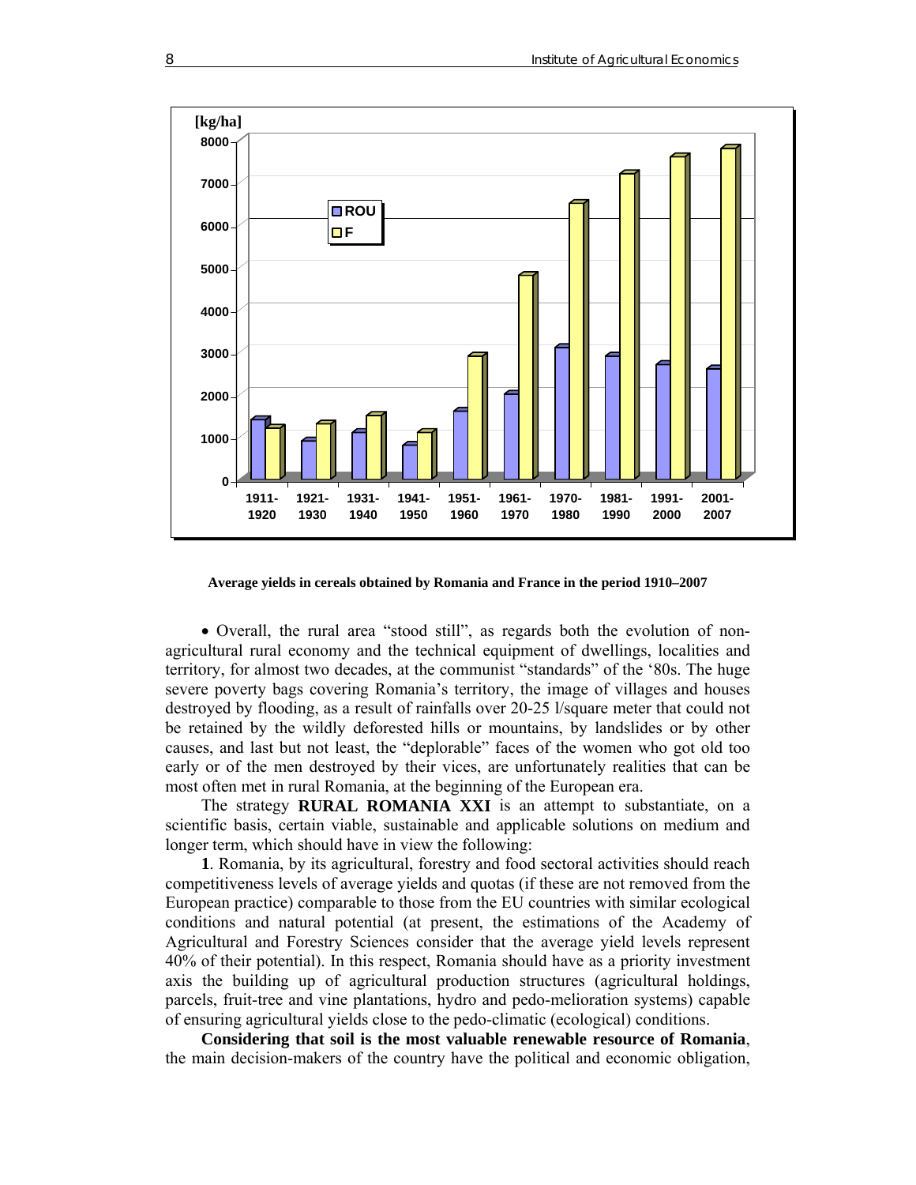Average yields in cereals obtained by Romania and France in the period 1910–2007

- Overall, the rural area "stood still", as regards both the evolution of non-agricultural rural economy and the technical equipment of dwellings, localities and territory, for almost two decades, at the communist "standards" of the '80s. The huge severe poverty bags covering Romania's territory, the image of villages and houses destroyed by flooding, as a result of rainfalls over 20-25 l/square meter that could not be retained by the wildly deforested hills or mountains, by landslides or by other causes, and last but not least, the "deplorable" faces of the women who got old too early or of the men destroyed by their vices, are unfortunately realities that can be most often met in rural Romania, at the beginning of the European era.

The strategy **RURAL ROMANIA XXI** is an attempt to substantiate, on a scientific basis, certain viable, sustainable and applicable solutions on medium and longer term, which should have in view the following:

**1**. Romania, by its agricultural, forestry and food sectoral activities should reach competitiveness levels of average yields and quotas (if these are not removed from the European practice) comparable to those from the EU countries with similar ecological conditions and natural potential (at present, the estimations of the Academy of Agricultural and Forestry Sciences consider that the average yield levels represent 40% of their potential). In this respect, Romania should have as a priority investment axis the building up of agricultural production structures (agricultural holdings, parcels, fruit-tree and vine plantations, hydro and pedo-melioration systems) capable of ensuring agricultural yields close to the pedo-climatic (ecological) conditions.

**Considering that soil is the most valuable renewable resource of Romania**, the main decision-makers of the country have the political and economic obligation,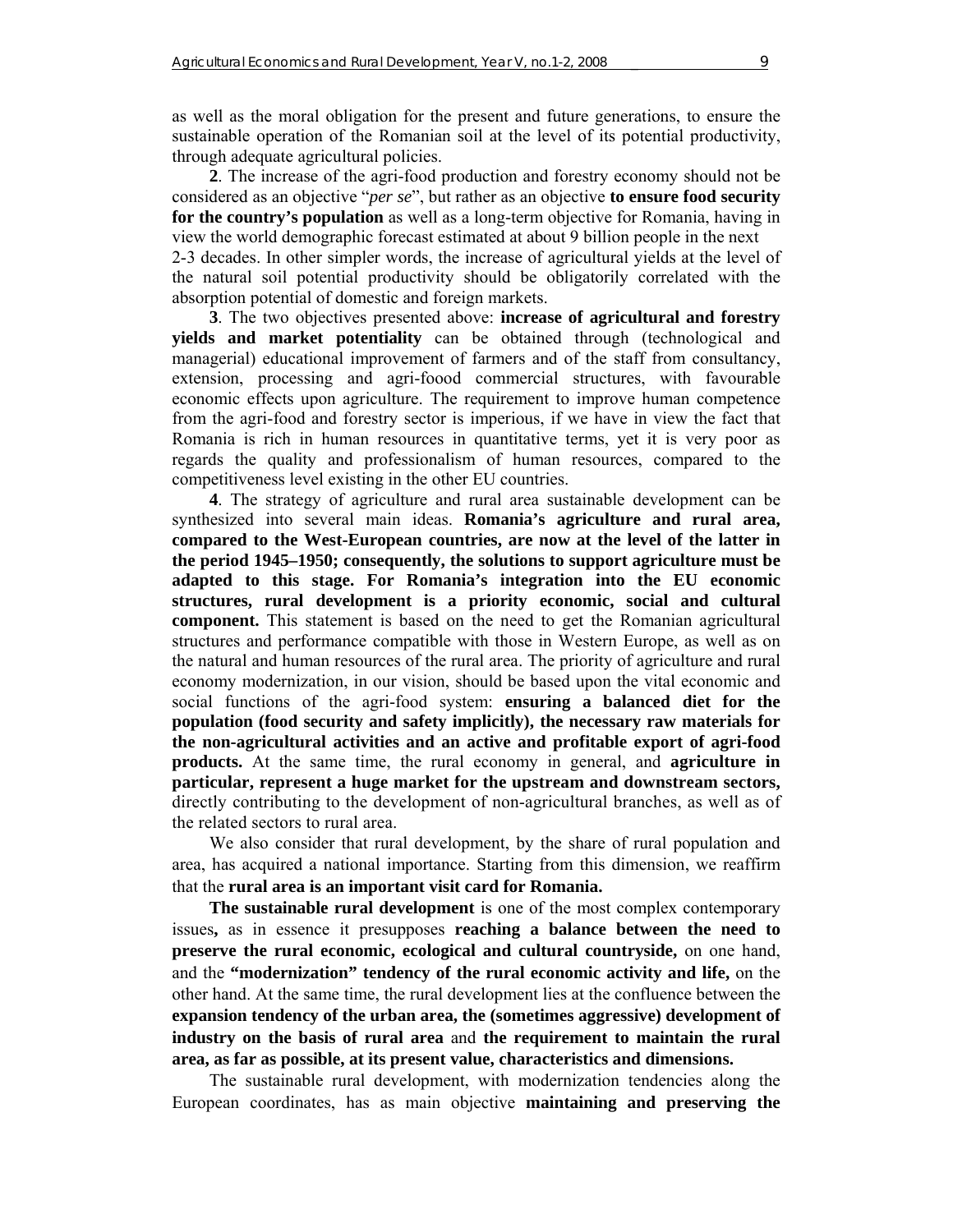as well as the moral obligation for the present and future generations, to ensure the sustainable operation of the Romanian soil at the level of its potential productivity, through adequate agricultural policies.

**2**. The increase of the agri-food production and forestry economy should not be considered as an objective "*per se*", but rather as an objective **to ensure food security for the country's population** as well as a long-term objective for Romania, having in view the world demographic forecast estimated at about 9 billion people in the next 2-3 decades. In other simpler words, the increase of agricultural yields at the level of the natural soil potential productivity should be obligatorily correlated with the absorption potential of domestic and foreign markets.

**3**. The two objectives presented above: **increase of agricultural and forestry yields and market potentiality** can be obtained through (technological and managerial) educational improvement of farmers and of the staff from consultancy, extension, processing and agri-foood commercial structures, with favourable economic effects upon agriculture. The requirement to improve human competence from the agri-food and forestry sector is imperious, if we have in view the fact that Romania is rich in human resources in quantitative terms, yet it is very poor as regards the quality and professionalism of human resources, compared to the competitiveness level existing in the other EU countries.

**4**. The strategy of agriculture and rural area sustainable development can be synthesized into several main ideas. **Romania's agriculture and rural area, compared to the West-European countries, are now at the level of the latter in the period 1945–1950; consequently, the solutions to support agriculture must be adapted to this stage. For Romania's integration into the EU economic structures, rural development is a priority economic, social and cultural component.** This statement is based on the need to get the Romanian agricultural structures and performance compatible with those in Western Europe, as well as on the natural and human resources of the rural area. The priority of agriculture and rural economy modernization, in our vision, should be based upon the vital economic and social functions of the agri-food system: **ensuring a balanced diet for the population (food security and safety implicitly), the necessary raw materials for the non-agricultural activities and an active and profitable export of agri-food products.** At the same time, the rural economy in general, and **agriculture in particular, represent a huge market for the upstream and downstream sectors,** directly contributing to the development of non-agricultural branches, as well as of the related sectors to rural area.

We also consider that rural development, by the share of rural population and area, has acquired a national importance. Starting from this dimension, we reaffirm that the **rural area is an important visit card for Romania.**

**The sustainable rural development** is one of the most complex contemporary issues**,** as in essence it presupposes **reaching a balance between the need to preserve the rural economic, ecological and cultural countryside,** on one hand, and the **"modernization" tendency of the rural economic activity and life,** on the other hand. At the same time, the rural development lies at the confluence between the **expansion tendency of the urban area, the (sometimes aggressive) development of industry on the basis of rural area** and **the requirement to maintain the rural area, as far as possible, at its present value, characteristics and dimensions.**

The sustainable rural development, with modernization tendencies along the European coordinates, has as main objective **maintaining and preserving the**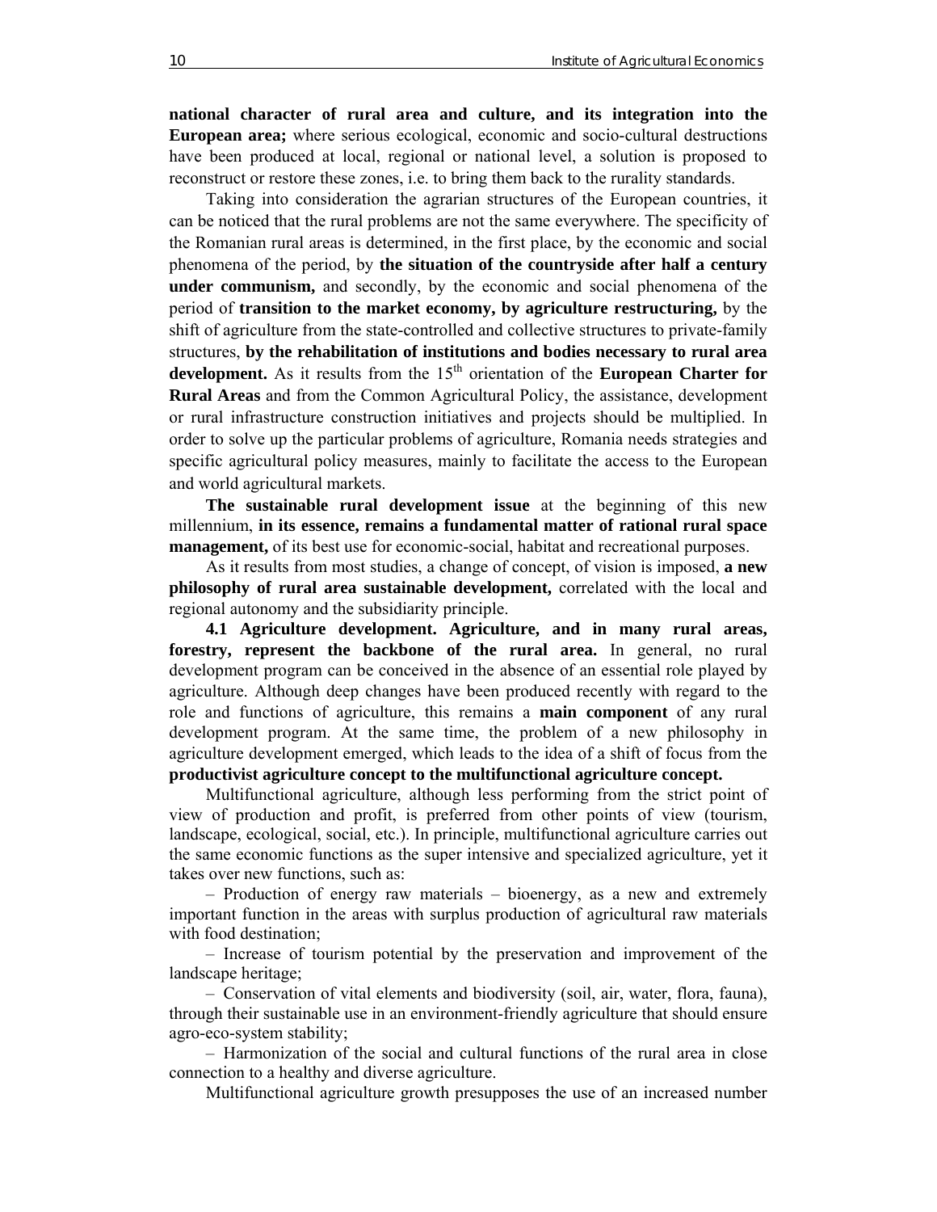**national character of rural area and culture, and its integration into the European area;** where serious ecological, economic and socio-cultural destructions have been produced at local, regional or national level, a solution is proposed to reconstruct or restore these zones, i.e. to bring them back to the rurality standards.

Taking into consideration the agrarian structures of the European countries, it can be noticed that the rural problems are not the same everywhere. The specificity of the Romanian rural areas is determined, in the first place, by the economic and social phenomena of the period, by **the situation of the countryside after half a century under communism,** and secondly, by the economic and social phenomena of the period of **transition to the market economy, by agriculture restructuring,** by the shift of agriculture from the state-controlled and collective structures to private-family structures, **by the rehabilitation of institutions and bodies necessary to rural area development.** As it results from the 15th orientation of the **European Charter for Rural Areas** and from the Common Agricultural Policy, the assistance, development or rural infrastructure construction initiatives and projects should be multiplied. In order to solve up the particular problems of agriculture, Romania needs strategies and specific agricultural policy measures, mainly to facilitate the access to the European and world agricultural markets.

**The sustainable rural development issue** at the beginning of this new millennium, **in its essence, remains a fundamental matter of rational rural space management,** of its best use for economic-social, habitat and recreational purposes.

As it results from most studies, a change of concept, of vision is imposed, **a new philosophy of rural area sustainable development,** correlated with the local and regional autonomy and the subsidiarity principle.

**4.1 Agriculture development. Agriculture, and in many rural areas, forestry, represent the backbone of the rural area.** In general, no rural development program can be conceived in the absence of an essential role played by agriculture. Although deep changes have been produced recently with regard to the role and functions of agriculture, this remains a **main component** of any rural development program. At the same time, the problem of a new philosophy in agriculture development emerged, which leads to the idea of a shift of focus from the **productivist agriculture concept to the multifunctional agriculture concept.**

Multifunctional agriculture, although less performing from the strict point of view of production and profit, is preferred from other points of view (tourism, landscape, ecological, social, etc.). In principle, multifunctional agriculture carries out the same economic functions as the super intensive and specialized agriculture, yet it takes over new functions, such as:

– Production of energy raw materials – bioenergy, as a new and extremely important function in the areas with surplus production of agricultural raw materials with food destination;

– Increase of tourism potential by the preservation and improvement of the landscape heritage;

– Conservation of vital elements and biodiversity (soil, air, water, flora, fauna), through their sustainable use in an environment-friendly agriculture that should ensure agro-eco-system stability;

– Harmonization of the social and cultural functions of the rural area in close connection to a healthy and diverse agriculture.

Multifunctional agriculture growth presupposes the use of an increased number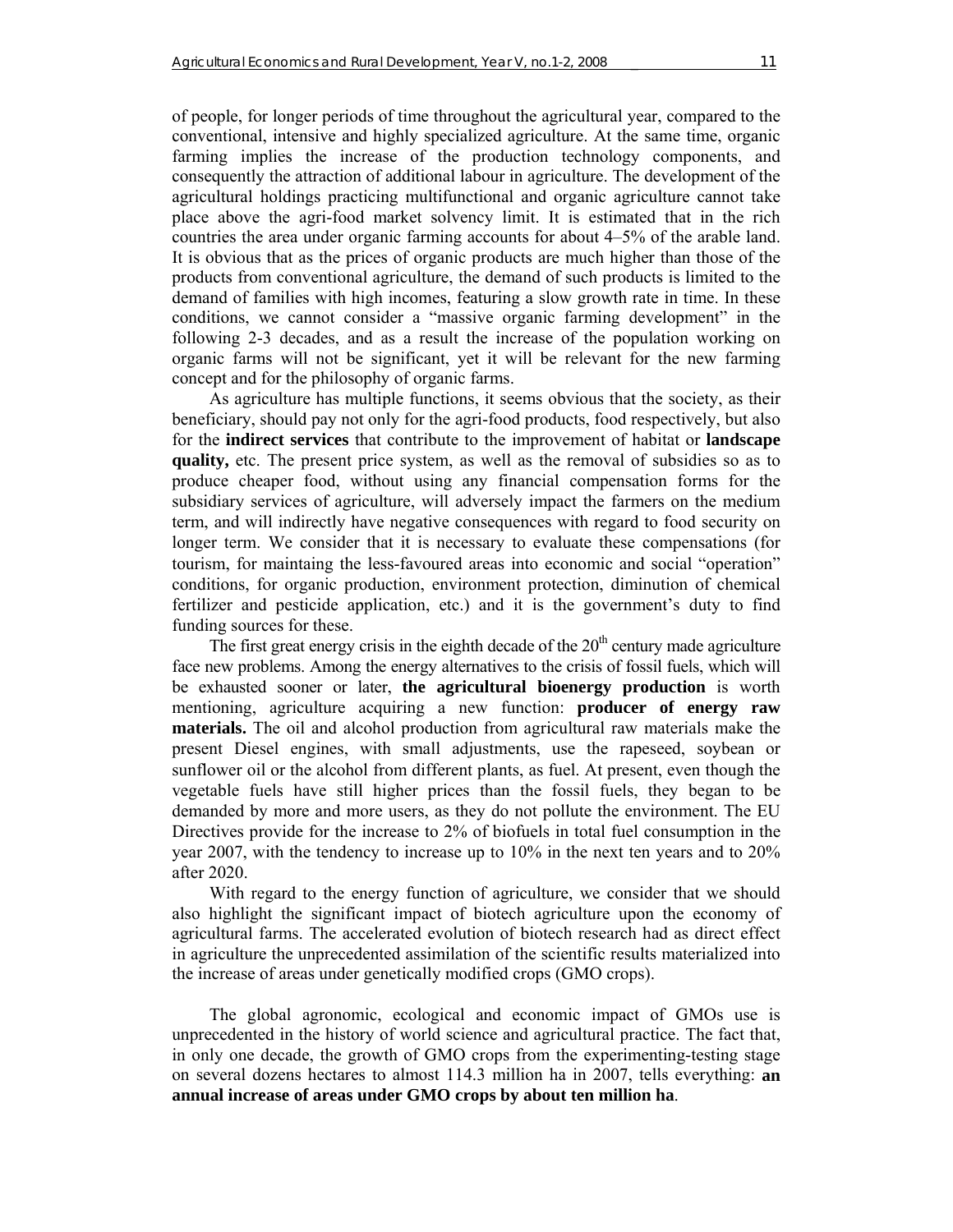of people, for longer periods of time throughout the agricultural year, compared to the conventional, intensive and highly specialized agriculture. At the same time, organic farming implies the increase of the production technology components, and consequently the attraction of additional labour in agriculture. The development of the agricultural holdings practicing multifunctional and organic agriculture cannot take place above the agri-food market solvency limit. It is estimated that in the rich countries the area under organic farming accounts for about 4–5% of the arable land. It is obvious that as the prices of organic products are much higher than those of the products from conventional agriculture, the demand of such products is limited to the demand of families with high incomes, featuring a slow growth rate in time. In these conditions, we cannot consider a "massive organic farming development" in the following 2-3 decades, and as a result the increase of the population working on organic farms will not be significant, yet it will be relevant for the new farming concept and for the philosophy of organic farms.

As agriculture has multiple functions, it seems obvious that the society, as their beneficiary, should pay not only for the agri-food products, food respectively, but also for the **indirect services** that contribute to the improvement of habitat or **landscape quality,** etc. The present price system, as well as the removal of subsidies so as to produce cheaper food, without using any financial compensation forms for the subsidiary services of agriculture, will adversely impact the farmers on the medium term, and will indirectly have negative consequences with regard to food security on longer term. We consider that it is necessary to evaluate these compensations (for tourism, for maintaing the less-favoured areas into economic and social "operation" conditions, for organic production, environment protection, diminution of chemical fertilizer and pesticide application, etc.) and it is the government's duty to find funding sources for these.

The first great energy crisis in the eighth decade of the 20th century made agriculture face new problems. Among the energy alternatives to the crisis of fossil fuels, which will be exhausted sooner or later, **the agricultural bioenergy production** is worth mentioning, agriculture acquiring a new function: **producer of energy raw materials.** The oil and alcohol production from agricultural raw materials make the present Diesel engines, with small adjustments, use the rapeseed, soybean or sunflower oil or the alcohol from different plants, as fuel. At present, even though the vegetable fuels have still higher prices than the fossil fuels, they began to be demanded by more and more users, as they do not pollute the environment. The EU Directives provide for the increase to 2% of biofuels in total fuel consumption in the year 2007, with the tendency to increase up to 10% in the next ten years and to 20% after 2020.

With regard to the energy function of agriculture, we consider that we should also highlight the significant impact of biotech agriculture upon the economy of agricultural farms. The accelerated evolution of biotech research had as direct effect in agriculture the unprecedented assimilation of the scientific results materialized into the increase of areas under genetically modified crops (GMO crops).

The global agronomic, ecological and economic impact of GMOs use is unprecedented in the history of world science and agricultural practice. The fact that, in only one decade, the growth of GMO crops from the experimenting-testing stage on several dozens hectares to almost 114.3 million ha in 2007, tells everything: **an annual increase of areas under GMO crops by about ten million ha**.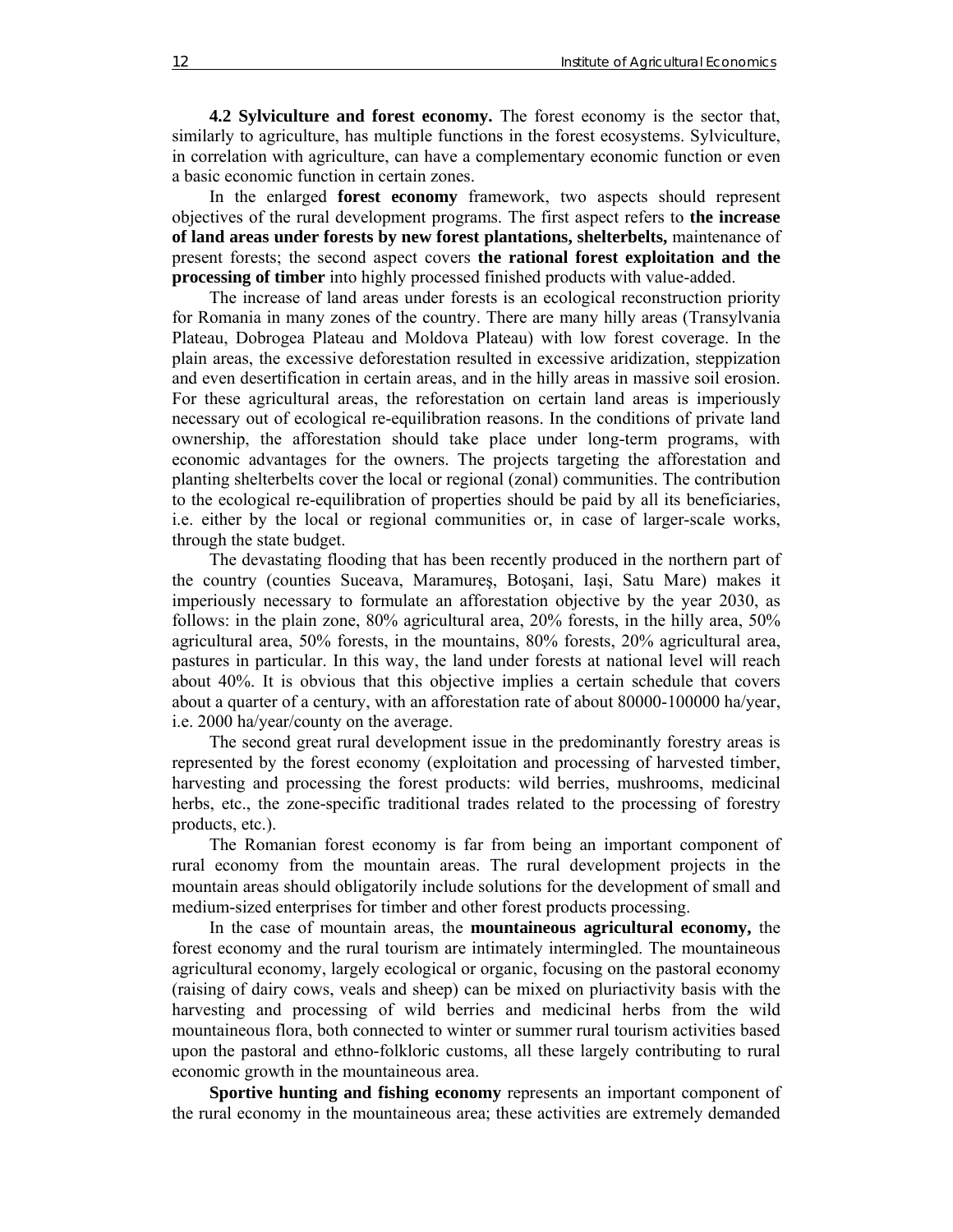**4.2 Sylviculture and forest economy.** The forest economy is the sector that, similarly to agriculture, has multiple functions in the forest ecosystems. Sylviculture, in correlation with agriculture, can have a complementary economic function or even a basic economic function in certain zones.

In the enlarged **forest economy** framework, two aspects should represent objectives of the rural development programs. The first aspect refers to **the increase of land areas under forests by new forest plantations, shelterbelts,** maintenance of present forests; the second aspect covers **the rational forest exploitation and the processing of timber** into highly processed finished products with value-added.

The increase of land areas under forests is an ecological reconstruction priority for Romania in many zones of the country. There are many hilly areas (Transylvania Plateau, Dobrogea Plateau and Moldova Plateau) with low forest coverage. In the plain areas, the excessive deforestation resulted in excessive aridization, steppization and even desertification in certain areas, and in the hilly areas in massive soil erosion. For these agricultural areas, the reforestation on certain land areas is imperiously necessary out of ecological re-equilibration reasons. In the conditions of private land ownership, the afforestation should take place under long-term programs, with economic advantages for the owners. The projects targeting the afforestation and planting shelterbelts cover the local or regional (zonal) communities. The contribution to the ecological re-equilibration of properties should be paid by all its beneficiaries, i.e. either by the local or regional communities or, in case of larger-scale works, through the state budget.

The devastating flooding that has been recently produced in the northern part of the country (counties Suceava, Maramureş, Botoşani, Iaşi, Satu Mare) makes it imperiously necessary to formulate an afforestation objective by the year 2030, as follows: in the plain zone, 80% agricultural area, 20% forests, in the hilly area, 50% agricultural area, 50% forests, in the mountains, 80% forests, 20% agricultural area, pastures in particular. In this way, the land under forests at national level will reach about 40%. It is obvious that this objective implies a certain schedule that covers about a quarter of a century, with an afforestation rate of about 80000-100000 ha/year, i.e. 2000 ha/year/county on the average.

The second great rural development issue in the predominantly forestry areas is represented by the forest economy (exploitation and processing of harvested timber, harvesting and processing the forest products: wild berries, mushrooms, medicinal herbs, etc., the zone-specific traditional trades related to the processing of forestry products, etc.).

The Romanian forest economy is far from being an important component of rural economy from the mountain areas. The rural development projects in the mountain areas should obligatorily include solutions for the development of small and medium-sized enterprises for timber and other forest products processing.

In the case of mountain areas, the **mountaineous agricultural economy,** the forest economy and the rural tourism are intimately intermingled. The mountaineous agricultural economy, largely ecological or organic, focusing on the pastoral economy (raising of dairy cows, veals and sheep) can be mixed on pluriactivity basis with the harvesting and processing of wild berries and medicinal herbs from the wild mountaineous flora, both connected to winter or summer rural tourism activities based upon the pastoral and ethno-folkloric customs, all these largely contributing to rural economic growth in the mountaineous area.

**Sportive hunting and fishing economy** represents an important component of the rural economy in the mountaineous area; these activities are extremely demanded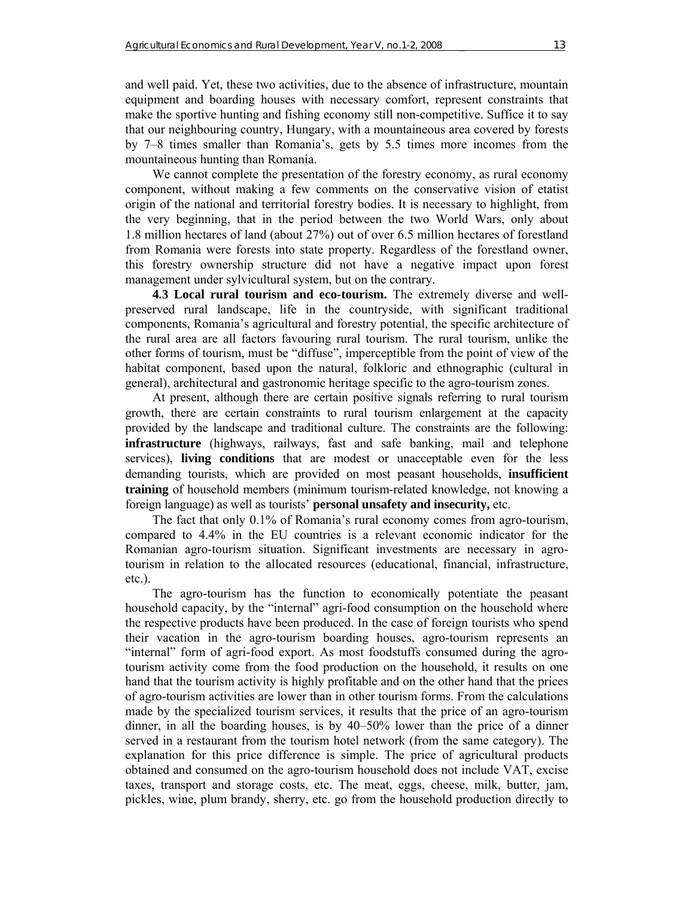and well paid. Yet, these two activities, due to the absence of infrastructure, mountain equipment and boarding houses with necessary comfort, represent constraints that make the sportive hunting and fishing economy still non-competitive. Suffice it to say that our neighbouring country, Hungary, with a mountaineous area covered by forests by 7–8 times smaller than Romania's, gets by 5.5 times more incomes from the mountaineous hunting than Romania.

We cannot complete the presentation of the forestry economy, as rural economy component, without making a few comments on the conservative vision of etatist origin of the national and territorial forestry bodies. It is necessary to highlight, from the very beginning, that in the period between the two World Wars, only about 1.8 million hectares of land (about 27%) out of over 6.5 million hectares of forestland from Romania were forests into state property. Regardless of the forestland owner, this forestry ownership structure did not have a negative impact upon forest management under sylvicultural system, but on the contrary.

**4.3 Local rural tourism and eco-tourism.** The extremely diverse and well-preserved rural landscape, life in the countryside, with significant traditional components, Romania's agricultural and forestry potential, the specific architecture of the rural area are all factors favouring rural tourism. The rural tourism, unlike the other forms of tourism, must be "diffuse", imperceptible from the point of view of the habitat component, based upon the natural, folkloric and ethnographic (cultural in general), architectural and gastronomic heritage specific to the agro-tourism zones.

At present, although there are certain positive signals referring to rural tourism growth, there are certain constraints to rural tourism enlargement at the capacity provided by the landscape and traditional culture. The constraints are the following: **infrastructure** (highways, railways, fast and safe banking, mail and telephone services), **living conditions** that are modest or unacceptable even for the less demanding tourists, which are provided on most peasant households, **insufficient training** of household members (minimum tourism-related knowledge, not knowing a foreign language) as well as tourists' **personal unsafety and insecurity,** etc.

The fact that only 0.1% of Romania's rural economy comes from agro-tourism, compared to 4.4% in the EU countries is a relevant economic indicator for the Romanian agro-tourism situation. Significant investments are necessary in agro-tourism in relation to the allocated resources (educational, financial, infrastructure, etc.).

The agro-tourism has the function to economically potentiate the peasant household capacity, by the "internal" agri-food consumption on the household where the respective products have been produced. In the case of foreign tourists who spend their vacation in the agro-tourism boarding houses, agro-tourism represents an "internal" form of agri-food export. As most foodstuffs consumed during the agro-tourism activity come from the food production on the household, it results on one hand that the tourism activity is highly profitable and on the other hand that the prices of agro-tourism activities are lower than in other tourism forms. From the calculations made by the specialized tourism services, it results that the price of an agro-tourism dinner, in all the boarding houses, is by 40–50% lower than the price of a dinner served in a restaurant from the tourism hotel network (from the same category). The explanation for this price difference is simple. The price of agricultural products obtained and consumed on the agro-tourism household does not include VAT, excise taxes, transport and storage costs, etc. The meat, eggs, cheese, milk, butter, jam, pickles, wine, plum brandy, sherry, etc. go from the household production directly to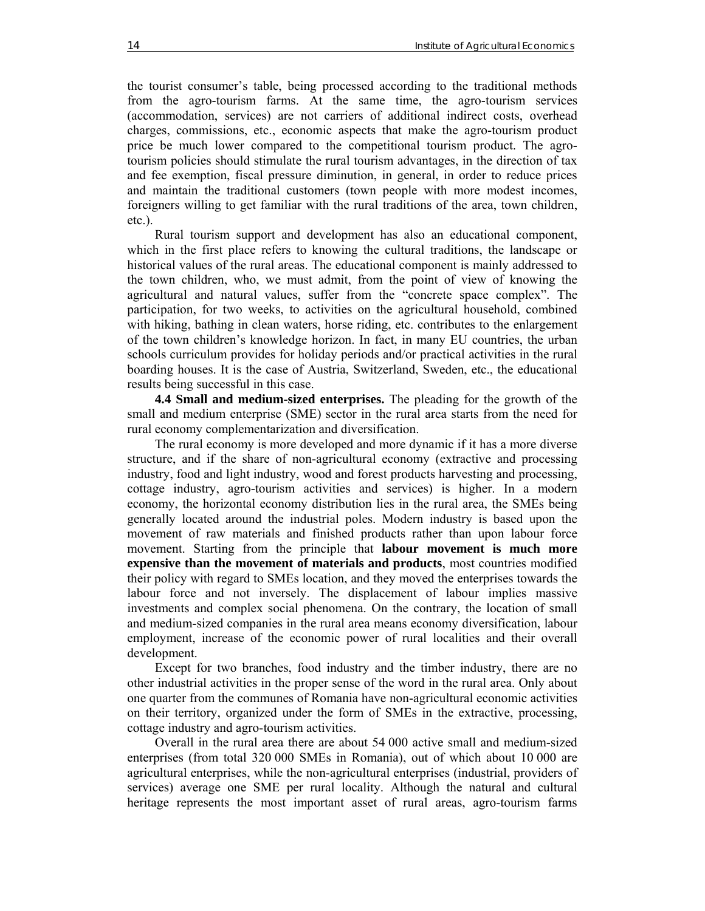the tourist consumer's table, being processed according to the traditional methods from the agro-tourism farms. At the same time, the agro-tourism services (accommodation, services) are not carriers of additional indirect costs, overhead charges, commissions, etc., economic aspects that make the agro-tourism product price be much lower compared to the competitional tourism product. The agro-tourism policies should stimulate the rural tourism advantages, in the direction of tax and fee exemption, fiscal pressure diminution, in general, in order to reduce prices and maintain the traditional customers (town people with more modest incomes, foreigners willing to get familiar with the rural traditions of the area, town children, etc.).

Rural tourism support and development has also an educational component, which in the first place refers to knowing the cultural traditions, the landscape or historical values of the rural areas. The educational component is mainly addressed to the town children, who, we must admit, from the point of view of knowing the agricultural and natural values, suffer from the "concrete space complex". The participation, for two weeks, to activities on the agricultural household, combined with hiking, bathing in clean waters, horse riding, etc. contributes to the enlargement of the town children's knowledge horizon. In fact, in many EU countries, the urban schools curriculum provides for holiday periods and/or practical activities in the rural boarding houses. It is the case of Austria, Switzerland, Sweden, etc., the educational results being successful in this case.

**4.4 Small and medium-sized enterprises.** The pleading for the growth of the small and medium enterprise (SME) sector in the rural area starts from the need for rural economy complementarization and diversification.

The rural economy is more developed and more dynamic if it has a more diverse structure, and if the share of non-agricultural economy (extractive and processing industry, food and light industry, wood and forest products harvesting and processing, cottage industry, agro-tourism activities and services) is higher. In a modern economy, the horizontal economy distribution lies in the rural area, the SMEs being generally located around the industrial poles. Modern industry is based upon the movement of raw materials and finished products rather than upon labour force movement. Starting from the principle that **labour movement is much more expensive than the movement of materials and products**, most countries modified their policy with regard to SMEs location, and they moved the enterprises towards the labour force and not inversely. The displacement of labour implies massive investments and complex social phenomena. On the contrary, the location of small and medium-sized companies in the rural area means economy diversification, labour employment, increase of the economic power of rural localities and their overall development.

Except for two branches, food industry and the timber industry, there are no other industrial activities in the proper sense of the word in the rural area. Only about one quarter from the communes of Romania have non-agricultural economic activities on their territory, organized under the form of SMEs in the extractive, processing, cottage industry and agro-tourism activities.

Overall in the rural area there are about 54 000 active small and medium-sized enterprises (from total 320 000 SMEs in Romania), out of which about 10 000 are agricultural enterprises, while the non-agricultural enterprises (industrial, providers of services) average one SME per rural locality. Although the natural and cultural heritage represents the most important asset of rural areas, agro-tourism farms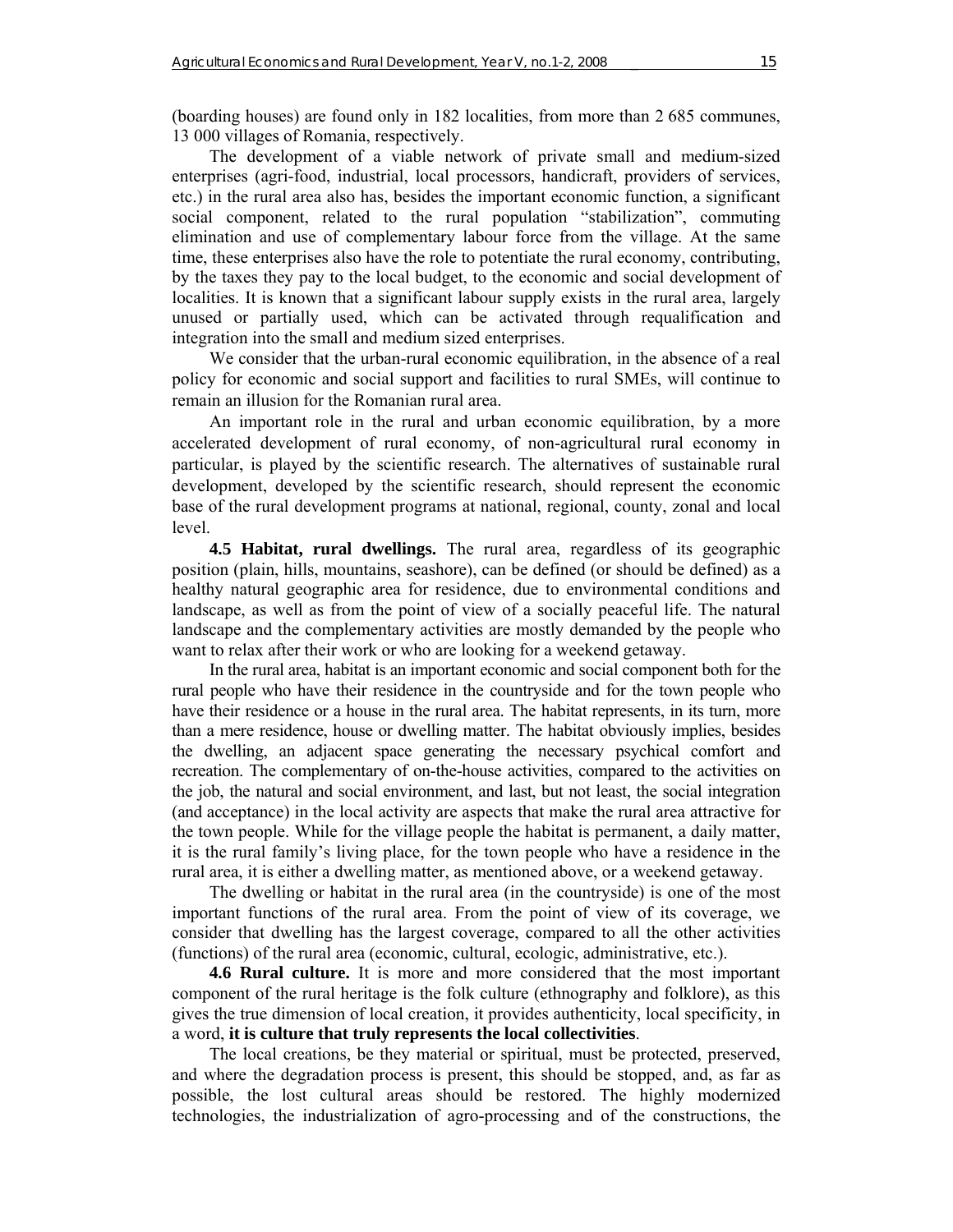(boarding houses) are found only in 182 localities, from more than 2 685 communes, 13 000 villages of Romania, respectively.

The development of a viable network of private small and medium-sized enterprises (agri-food, industrial, local processors, handicraft, providers of services, etc.) in the rural area also has, besides the important economic function, a significant social component, related to the rural population "stabilization", commuting elimination and use of complementary labour force from the village. At the same time, these enterprises also have the role to potentiate the rural economy, contributing, by the taxes they pay to the local budget, to the economic and social development of localities. It is known that a significant labour supply exists in the rural area, largely unused or partially used, which can be activated through requalification and integration into the small and medium sized enterprises.

We consider that the urban-rural economic equilibration, in the absence of a real policy for economic and social support and facilities to rural SMEs, will continue to remain an illusion for the Romanian rural area.

An important role in the rural and urban economic equilibration, by a more accelerated development of rural economy, of non-agricultural rural economy in particular, is played by the scientific research. The alternatives of sustainable rural development, developed by the scientific research, should represent the economic base of the rural development programs at national, regional, county, zonal and local level.

**4.5 Habitat, rural dwellings.** The rural area, regardless of its geographic position (plain, hills, mountains, seashore), can be defined (or should be defined) as a healthy natural geographic area for residence, due to environmental conditions and landscape, as well as from the point of view of a socially peaceful life. The natural landscape and the complementary activities are mostly demanded by the people who want to relax after their work or who are looking for a weekend getaway.

In the rural area, habitat is an important economic and social component both for the rural people who have their residence in the countryside and for the town people who have their residence or a house in the rural area. The habitat represents, in its turn, more than a mere residence, house or dwelling matter. The habitat obviously implies, besides the dwelling, an adjacent space generating the necessary psychical comfort and recreation. The complementary of on-the-house activities, compared to the activities on the job, the natural and social environment, and last, but not least, the social integration (and acceptance) in the local activity are aspects that make the rural area attractive for the town people. While for the village people the habitat is permanent, a daily matter, it is the rural family's living place, for the town people who have a residence in the rural area, it is either a dwelling matter, as mentioned above, or a weekend getaway.

The dwelling or habitat in the rural area (in the countryside) is one of the most important functions of the rural area. From the point of view of its coverage, we consider that dwelling has the largest coverage, compared to all the other activities (functions) of the rural area (economic, cultural, ecologic, administrative, etc.).

**4.6 Rural culture.** It is more and more considered that the most important component of the rural heritage is the folk culture (ethnography and folklore), as this gives the true dimension of local creation, it provides authenticity, local specificity, in a word, **it is culture that truly represents the local collectivities**.

The local creations, be they material or spiritual, must be protected, preserved, and where the degradation process is present, this should be stopped, and, as far as possible, the lost cultural areas should be restored. The highly modernized technologies, the industrialization of agro-processing and of the constructions, the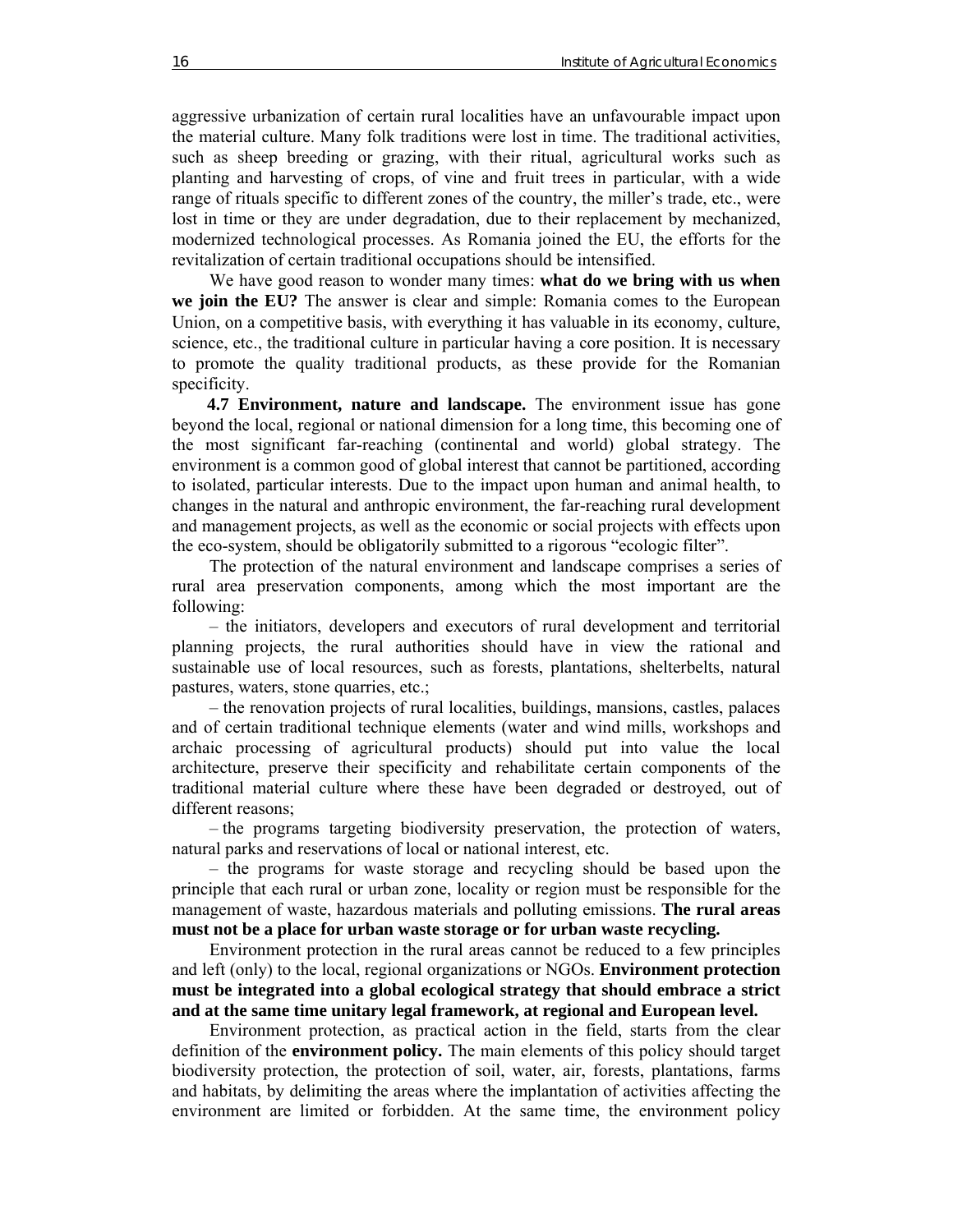aggressive urbanization of certain rural localities have an unfavourable impact upon the material culture. Many folk traditions were lost in time. The traditional activities, such as sheep breeding or grazing, with their ritual, agricultural works such as planting and harvesting of crops, of vine and fruit trees in particular, with a wide range of rituals specific to different zones of the country, the miller's trade, etc., were lost in time or they are under degradation, due to their replacement by mechanized, modernized technological processes. As Romania joined the EU, the efforts for the revitalization of certain traditional occupations should be intensified.

We have good reason to wonder many times: **what do we bring with us when we join the EU?** The answer is clear and simple: Romania comes to the European Union, on a competitive basis, with everything it has valuable in its economy, culture, science, etc., the traditional culture in particular having a core position. It is necessary to promote the quality traditional products, as these provide for the Romanian specificity.

**4.7 Environment, nature and landscape.** The environment issue has gone beyond the local, regional or national dimension for a long time, this becoming one of the most significant far-reaching (continental and world) global strategy. The environment is a common good of global interest that cannot be partitioned, according to isolated, particular interests. Due to the impact upon human and animal health, to changes in the natural and anthropic environment, the far-reaching rural development and management projects, as well as the economic or social projects with effects upon the eco-system, should be obligatorily submitted to a rigorous "ecologic filter".

The protection of the natural environment and landscape comprises a series of rural area preservation components, among which the most important are the following:

– the initiators, developers and executors of rural development and territorial planning projects, the rural authorities should have in view the rational and sustainable use of local resources, such as forests, plantations, shelterbelts, natural pastures, waters, stone quarries, etc.;

– the renovation projects of rural localities, buildings, mansions, castles, palaces and of certain traditional technique elements (water and wind mills, workshops and archaic processing of agricultural products) should put into value the local architecture, preserve their specificity and rehabilitate certain components of the traditional material culture where these have been degraded or destroyed, out of different reasons;

– the programs targeting biodiversity preservation, the protection of waters, natural parks and reservations of local or national interest, etc.

– the programs for waste storage and recycling should be based upon the principle that each rural or urban zone, locality or region must be responsible for the management of waste, hazardous materials and polluting emissions. **The rural areas must not be a place for urban waste storage or for urban waste recycling.**

Environment protection in the rural areas cannot be reduced to a few principles and left (only) to the local, regional organizations or NGOs. **Environment protection must be integrated into a global ecological strategy that should embrace a strict and at the same time unitary legal framework, at regional and European level.**

Environment protection, as practical action in the field, starts from the clear definition of the **environment policy.** The main elements of this policy should target biodiversity protection, the protection of soil, water, air, forests, plantations, farms and habitats, by delimiting the areas where the implantation of activities affecting the environment are limited or forbidden. At the same time, the environment policy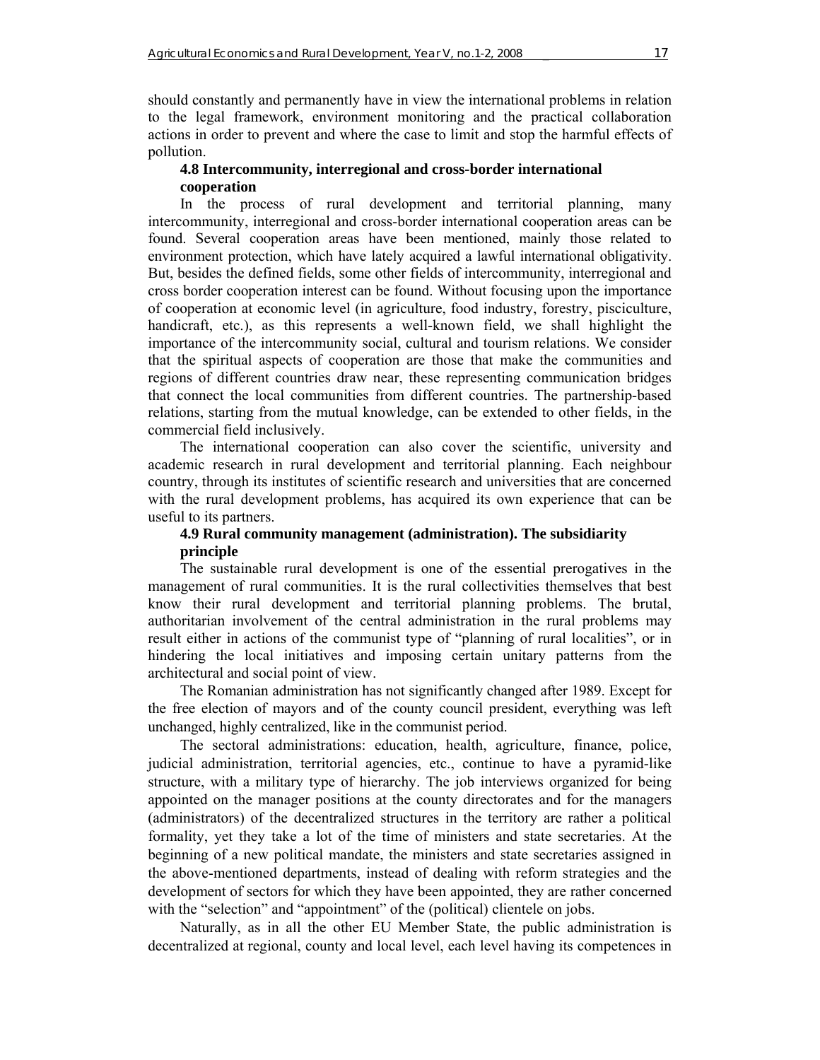should constantly and permanently have in view the international problems in relation to the legal framework, environment monitoring and the practical collaboration actions in order to prevent and where the case to limit and stop the harmful effects of pollution.

### 4.8 Intercommunity, interregional and cross-border international cooperation

In the process of rural development and territorial planning, many intercommunity, interregional and cross-border international cooperation areas can be found. Several cooperation areas have been mentioned, mainly those related to environment protection, which have lately acquired a lawful international obligativity. But, besides the defined fields, some other fields of intercommunity, interregional and cross border cooperation interest can be found. Without focusing upon the importance of cooperation at economic level (in agriculture, food industry, forestry, pisciculture, handicraft, etc.), as this represents a well-known field, we shall highlight the importance of the intercommunity social, cultural and tourism relations. We consider that the spiritual aspects of cooperation are those that make the communities and regions of different countries draw near, these representing communication bridges that connect the local communities from different countries. The partnership-based relations, starting from the mutual knowledge, can be extended to other fields, in the commercial field inclusively.

The international cooperation can also cover the scientific, university and academic research in rural development and territorial planning. Each neighbour country, through its institutes of scientific research and universities that are concerned with the rural development problems, has acquired its own experience that can be useful to its partners.

### 4.9 Rural community management (administration). The subsidiarity principle

The sustainable rural development is one of the essential prerogatives in the management of rural communities. It is the rural collectivities themselves that best know their rural development and territorial planning problems. The brutal, authoritarian involvement of the central administration in the rural problems may result either in actions of the communist type of "planning of rural localities", or in hindering the local initiatives and imposing certain unitary patterns from the architectural and social point of view.

The Romanian administration has not significantly changed after 1989. Except for the free election of mayors and of the county council president, everything was left unchanged, highly centralized, like in the communist period.

The sectoral administrations: education, health, agriculture, finance, police, judicial administration, territorial agencies, etc., continue to have a pyramid-like structure, with a military type of hierarchy. The job interviews organized for being appointed on the manager positions at the county directorates and for the managers (administrators) of the decentralized structures in the territory are rather a political formality, yet they take a lot of the time of ministers and state secretaries. At the beginning of a new political mandate, the ministers and state secretaries assigned in the above-mentioned departments, instead of dealing with reform strategies and the development of sectors for which they have been appointed, they are rather concerned with the "selection" and "appointment" of the (political) clientele on jobs.

Naturally, as in all the other EU Member State, the public administration is decentralized at regional, county and local level, each level having its competences in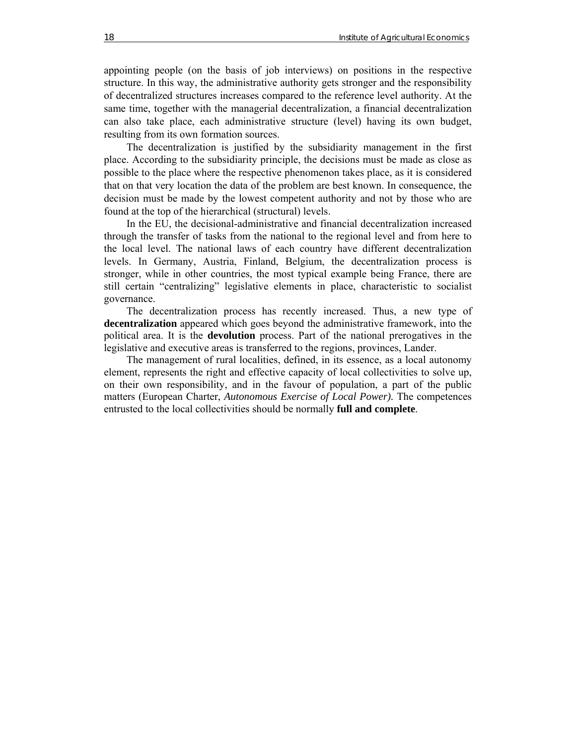appointing people (on the basis of job interviews) on positions in the respective structure. In this way, the administrative authority gets stronger and the responsibility of decentralized structures increases compared to the reference level authority. At the same time, together with the managerial decentralization, a financial decentralization can also take place, each administrative structure (level) having its own budget, resulting from its own formation sources.

The decentralization is justified by the subsidiarity management in the first place. According to the subsidiarity principle, the decisions must be made as close as possible to the place where the respective phenomenon takes place, as it is considered that on that very location the data of the problem are best known. In consequence, the decision must be made by the lowest competent authority and not by those who are found at the top of the hierarchical (structural) levels.

In the EU, the decisional-administrative and financial decentralization increased through the transfer of tasks from the national to the regional level and from here to the local level. The national laws of each country have different decentralization levels. In Germany, Austria, Finland, Belgium, the decentralization process is stronger, while in other countries, the most typical example being France, there are still certain "centralizing" legislative elements in place, characteristic to socialist governance.

The decentralization process has recently increased. Thus, a new type of **decentralization** appeared which goes beyond the administrative framework, into the political area. It is the **devolution** process. Part of the national prerogatives in the legislative and executive areas is transferred to the regions, provinces, Lander.

The management of rural localities, defined, in its essence, as a local autonomy element, represents the right and effective capacity of local collectivities to solve up, on their own responsibility, and in the favour of population, a part of the public matters (European Charter, *Autonomous Exercise of Local Power).* The competences entrusted to the local collectivities should be normally **full and complete**.